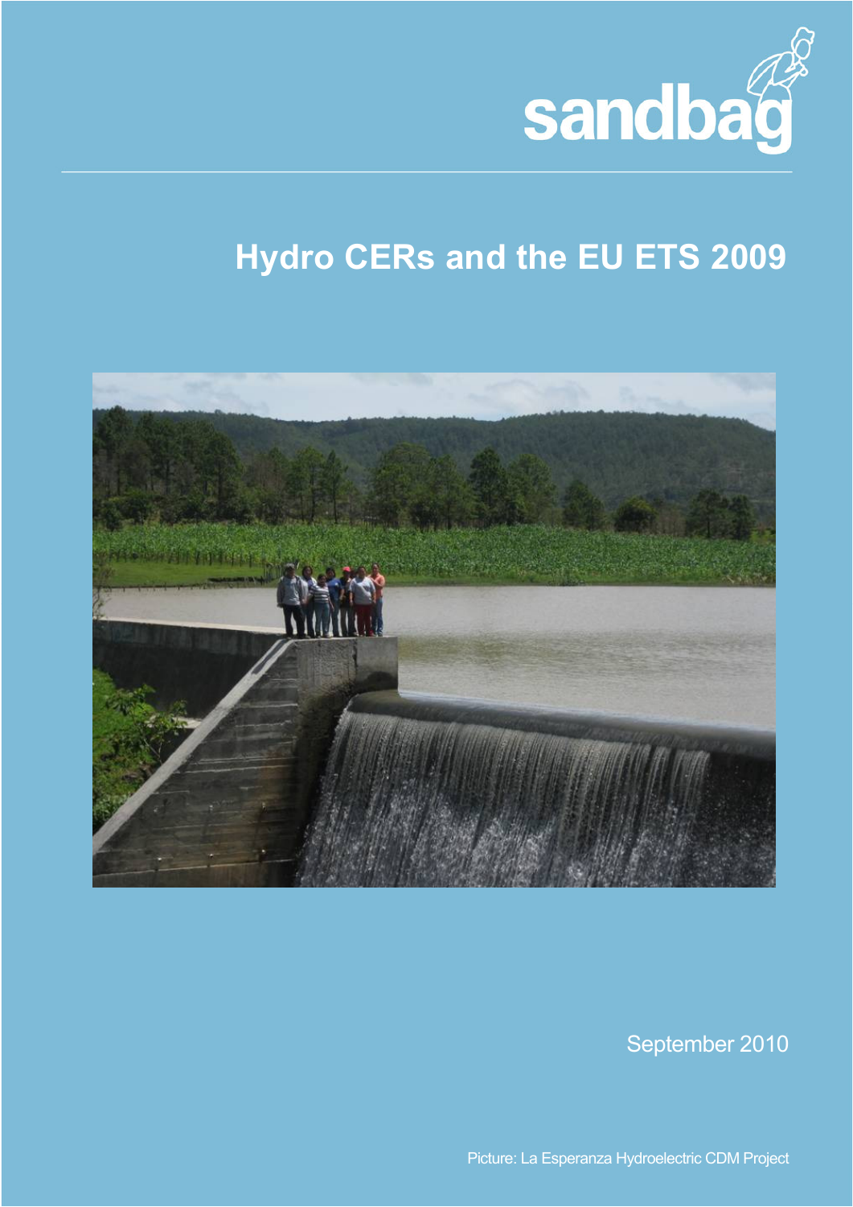sandbag

# Hydro CERs and the EU ETS 2009

September 2010

Picture: La Esperanza Hydroelectric CDM Project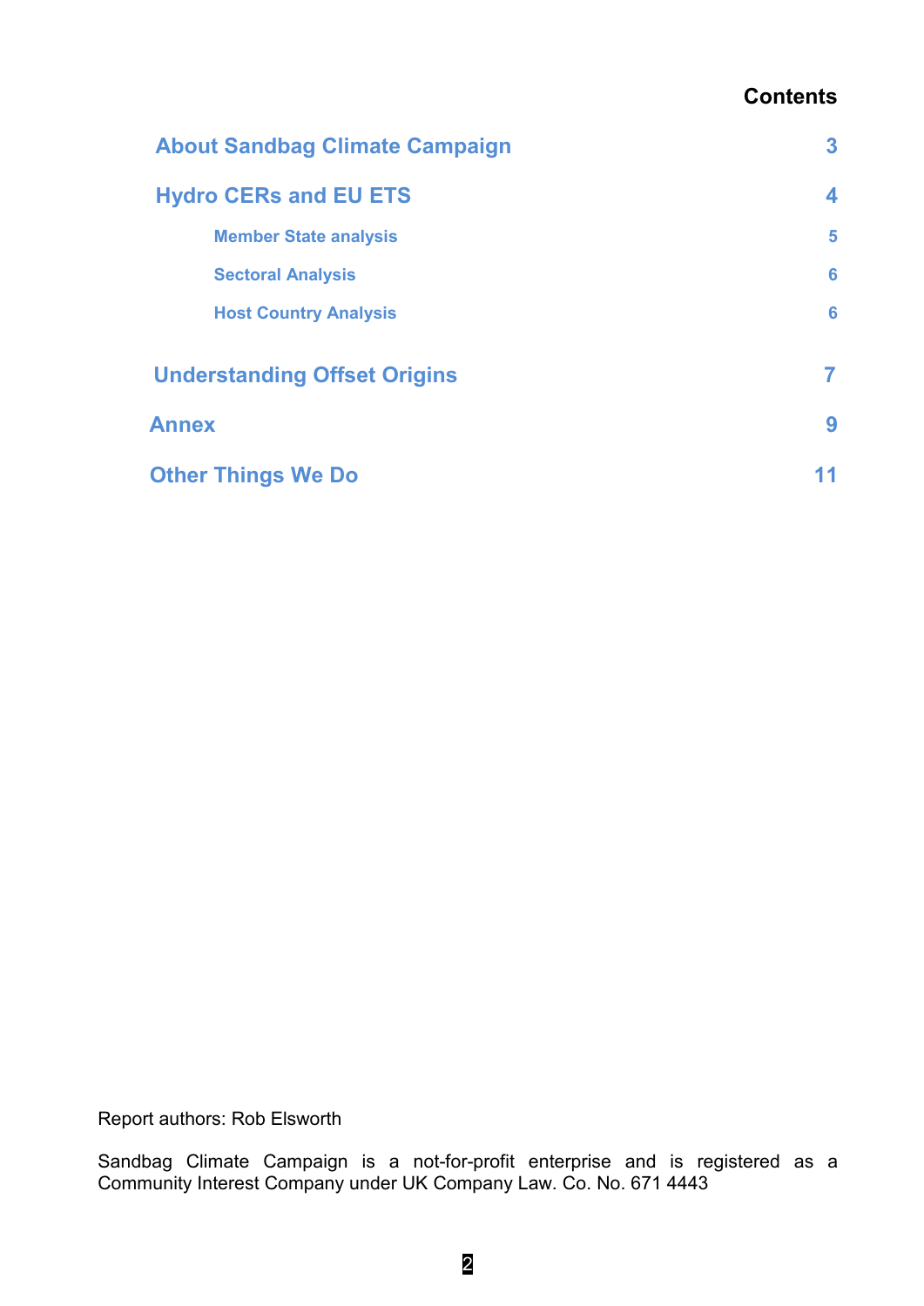## Contents

| | |
|---|---|
| **About Sandbag Climate Campaign** | **3** |
| **Hydro CERs and EU ETS** | **4** |
| Member State analysis | 5 |
| Sectoral Analysis | 6 |
| Host Country Analysis | 6 |
| **Understanding Offset Origins** | **7** |
| **Annex** | **9** |
| **Other Things We Do** | **11** |

Report authors: Rob Elsworth

Sandbag Climate Campaign is a not-for-profit enterprise and is registered as a Community Interest Company under UK Company Law. Co. No. 671 4443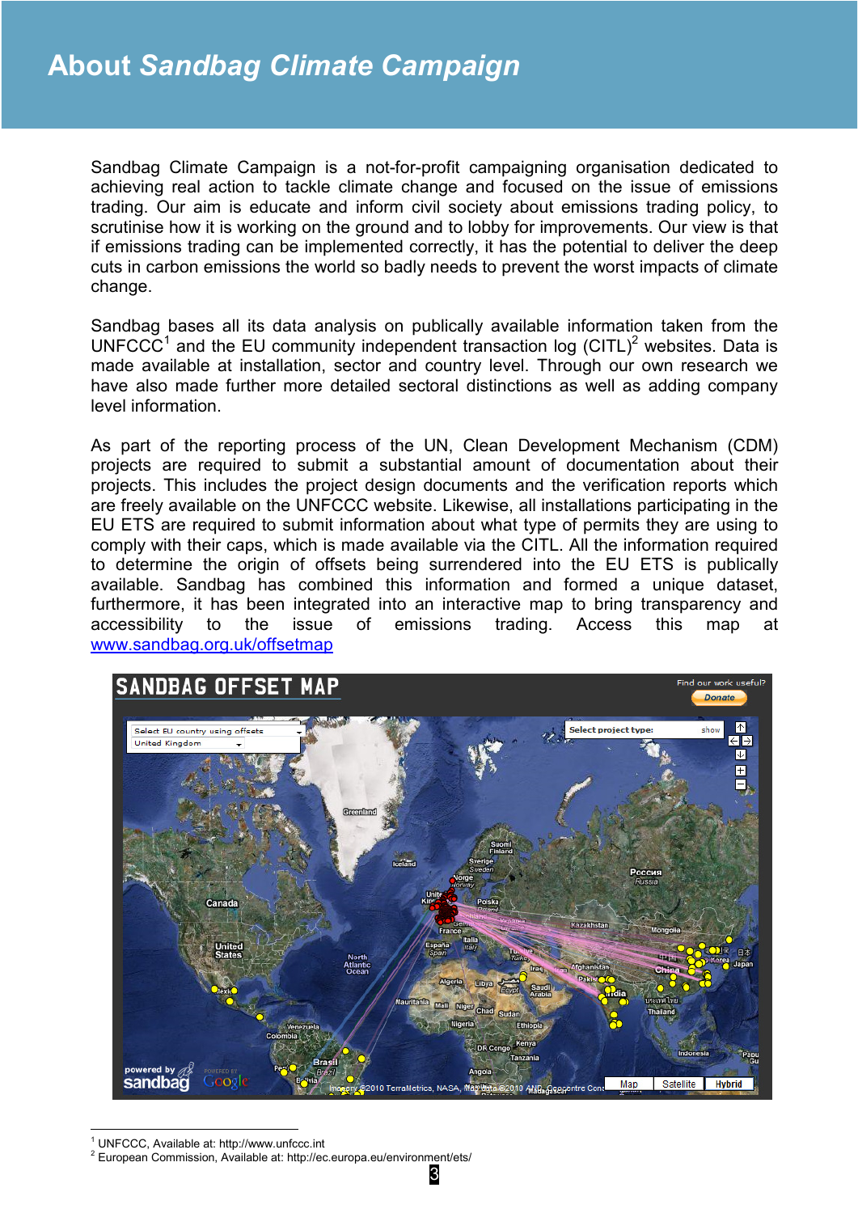# About *Sandbag Climate Campaign*

Sandbag Climate Campaign is a not-for-profit campaigning organisation dedicated to achieving real action to tackle climate change and focused on the issue of emissions trading. Our aim is educate and inform civil society about emissions trading policy, to scrutinise how it is working on the ground and to lobby for improvements. Our view is that if emissions trading can be implemented correctly, it has the potential to deliver the deep cuts in carbon emissions the world so badly needs to prevent the worst impacts of climate change.

Sandbag bases all its data analysis on publically available information taken from the UNFCCC[1] and the EU community independent transaction log (CITL)[2] websites. Data is made available at installation, sector and country level. Through our own research we have also made further more detailed sectoral distinctions as well as adding company level information.

As part of the reporting process of the UN, Clean Development Mechanism (CDM) projects are required to submit a substantial amount of documentation about their projects. This includes the project design documents and the verification reports which are freely available on the UNFCCC website. Likewise, all installations participating in the EU ETS are required to submit information about what type of permits they are using to comply with their caps, which is made available via the CITL. All the information required to determine the origin of offsets being surrendered into the EU ETS is publically available. Sandbag has combined this information and formed a unique dataset, furthermore, it has been integrated into an interactive map to bring transparency and accessibility to the issue of emissions trading. Access this map at www.sandbag.org.uk/offsetmap

---

[1] UNFCCC, Available at: http://www.unfccc.int

[2] European Commission, Available at: http://ec.europa.eu/environment/ets/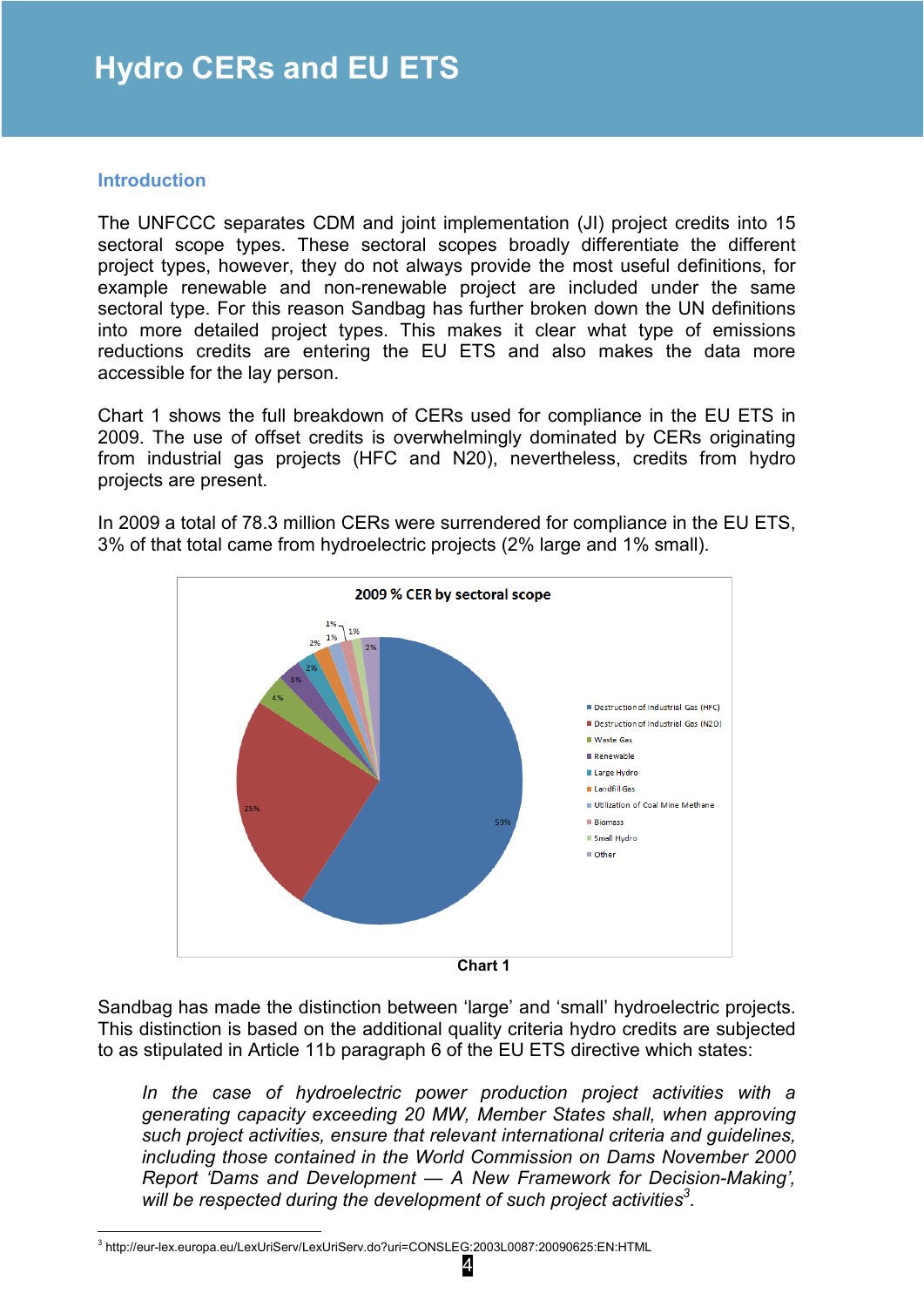# Hydro CERs and EU ETS

## Introduction

The UNFCCC separates CDM and joint implementation (JI) project credits into 15 sectoral scope types. These sectoral scopes broadly differentiate the different project types, however, they do not always provide the most useful definitions, for example renewable and non-renewable project are included under the same sectoral type. For this reason Sandbag has further broken down the UN definitions into more detailed project types. This makes it clear what type of emissions reductions credits are entering the EU ETS and also makes the data more accessible for the lay person.

Chart 1 shows the full breakdown of CERs used for compliance in the EU ETS in 2009. The use of offset credits is overwhelmingly dominated by CERs originating from industrial gas projects (HFC and N20), nevertheless, credits from hydro projects are present.

In 2009 a total of 78.3 million CERs were surrendered for compliance in the EU ETS, 3% of that total came from hydroelectric projects (2% large and 1% small).

**2009 % CER by sectoral scope**

| Sectoral scope | % |
|---|---|
| Destruction of Industrial Gas (HFC) | 59% |
| Destruction of Industrial Gas (N2O) | 25% |
| Waste Gas | 4% |
| Renewable | 3% |
| Large Hydro | 2% |
| Landfill Gas | 2% |
| Utilization of Coal Mine Methane | 1% |
| Biomass | 1% |
| Small Hydro | 1% |
| Other | 2% |

**Chart 1**

Sandbag has made the distinction between 'large' and 'small' hydroelectric projects. This distinction is based on the additional quality criteria hydro credits are subjected to as stipulated in Article 11b paragraph 6 of the EU ETS directive which states:

> *In the case of hydroelectric power production project activities with a generating capacity exceeding 20 MW, Member States shall, when approving such project activities, ensure that relevant international criteria and guidelines, including those contained in the World Commission on Dams November 2000 Report 'Dams and Development — A New Framework for Decision-Making', will be respected during the development of such project activities*[3].

[3] http://eur-lex.europa.eu/LexUriServ/LexUriServ.do?uri=CONSLEG:2003L0087:20090625:EN:HTML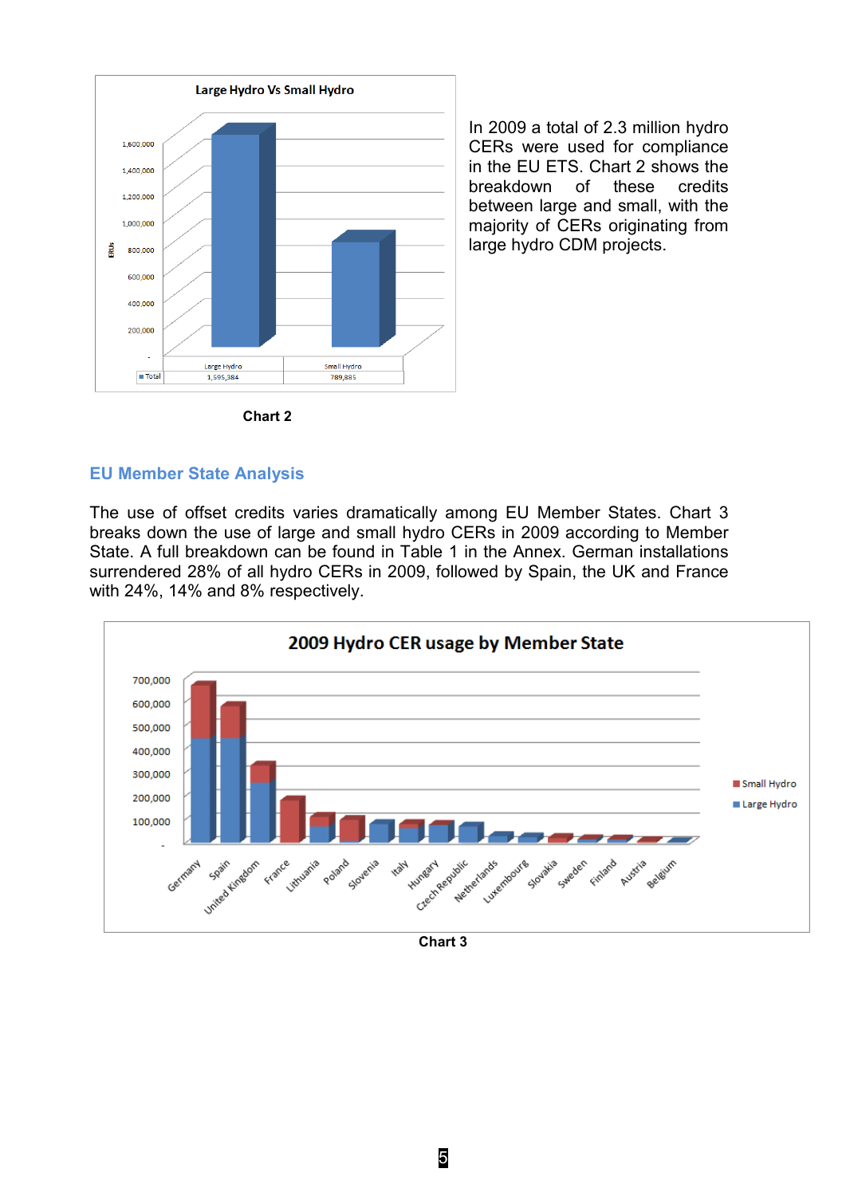In 2009 a total of 2.3 million hydro CERs were used for compliance in the EU ETS. Chart 2 shows the breakdown of these credits between large and small, with the majority of CERs originating from large hydro CDM projects.

**Chart 2**

## EU Member State Analysis

The use of offset credits varies dramatically among EU Member States. Chart 3 breaks down the use of large and small hydro CERs in 2009 according to Member State. A full breakdown can be found in Table 1 in the Annex. German installations surrendered 28% of all hydro CERs in 2009, followed by Spain, the UK and France with 24%, 14% and 8% respectively.

**Chart 3**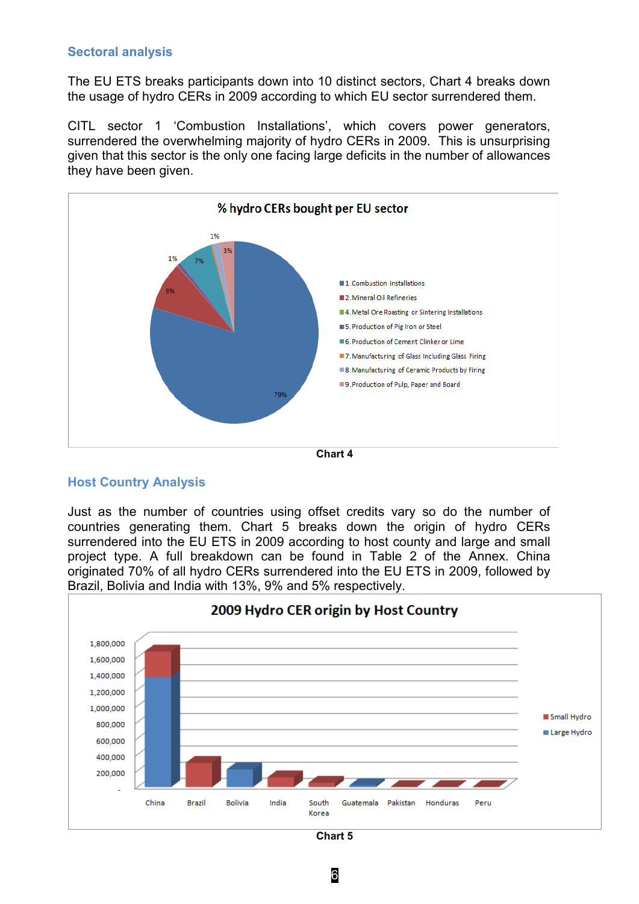## Sectoral analysis

The EU ETS breaks participants down into 10 distinct sectors, Chart 4 breaks down the usage of hydro CERs in 2009 according to which EU sector surrendered them.

CITL sector 1 'Combustion Installations', which covers power generators, surrendered the overwhelming majority of hydro CERs in 2009. This is unsurprising given that this sector is the only one facing large deficits in the number of allowances they have been given.

**% hydro CERs bought per EU sector**

- 1. Combustion Installations: 79%
- 2. Mineral Oil Refineries: 9%
- 4. Metal Ore Roasting or Sintering Installations
- 5. Production of Pig Iron or Steel: 1%
- 6. Production of Cement Clinker or Lime: 7%
- 7. Manufacturing of Glass Including Glass Firing
- 8. Manufacturing of Ceramic Products by Firing: 1%
- 9. Production of Pulp, Paper and Board: 3%

**Chart 4**

## Host Country Analysis

Just as the number of countries using offset credits vary so do the number of countries generating them. Chart 5 breaks down the origin of hydro CERs surrendered into the EU ETS in 2009 according to host county and large and small project type. A full breakdown can be found in Table 2 of the Annex. China originated 70% of all hydro CERs surrendered into the EU ETS in 2009, followed by Brazil, Bolivia and India with 13%, 9% and 5% respectively.

**2009 Hydro CER origin by Host Country**

(Stacked bar chart, Small Hydro and Large Hydro; y-axis from - to 1,800,000; countries: China, Brazil, Bolivia, India, South Korea, Guatemala, Pakistan, Honduras, Peru)

**Chart 5**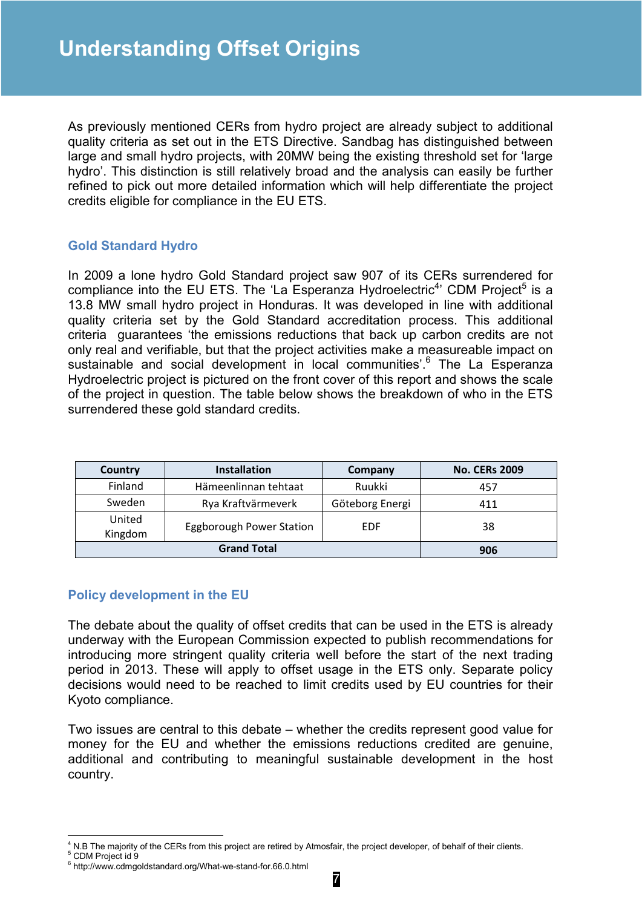# Understanding Offset Origins

As previously mentioned CERs from hydro project are already subject to additional quality criteria as set out in the ETS Directive. Sandbag has distinguished between large and small hydro projects, with 20MW being the existing threshold set for 'large hydro'. This distinction is still relatively broad and the analysis can easily be further refined to pick out more detailed information which will help differentiate the project credits eligible for compliance in the EU ETS.

## Gold Standard Hydro

In 2009 a lone hydro Gold Standard project saw 907 of its CERs surrendered for compliance into the EU ETS. The 'La Esperanza Hydroelectric[4]' CDM Project[5] is a 13.8 MW small hydro project in Honduras. It was developed in line with additional quality criteria set by the Gold Standard accreditation process. This additional criteria guarantees 'the emissions reductions that back up carbon credits are not only real and verifiable, but that the project activities make a measureable impact on sustainable and social development in local communities'.[6] The La Esperanza Hydroelectric project is pictured on the front cover of this report and shows the scale of the project in question. The table below shows the breakdown of who in the ETS surrendered these gold standard credits.

| Country | Installation | Company | No. CERs 2009 |
|---|---|---|---|
| Finland | Hämeenlinnan tehtaat | Ruukki | 457 |
| Sweden | Rya Kraftvärmeverk | Göteborg Energi | 411 |
| United Kingdom | Eggborough Power Station | EDF | 38 |
| **Grand Total** | | | **906** |

## Policy development in the EU

The debate about the quality of offset credits that can be used in the ETS is already underway with the European Commission expected to publish recommendations for introducing more stringent quality criteria well before the start of the next trading period in 2013. These will apply to offset usage in the ETS only. Separate policy decisions would need to be reached to limit credits used by EU countries for their Kyoto compliance.

Two issues are central to this debate – whether the credits represent good value for money for the EU and whether the emissions reductions credited are genuine, additional and contributing to meaningful sustainable development in the host country.

---

[4] N.B The majority of the CERs from this project are retired by Atmosfair, the project developer, of behalf of their clients.

[5] CDM Project id 9

[6] http://www.cdmgoldstandard.org/What-we-stand-for.66.0.html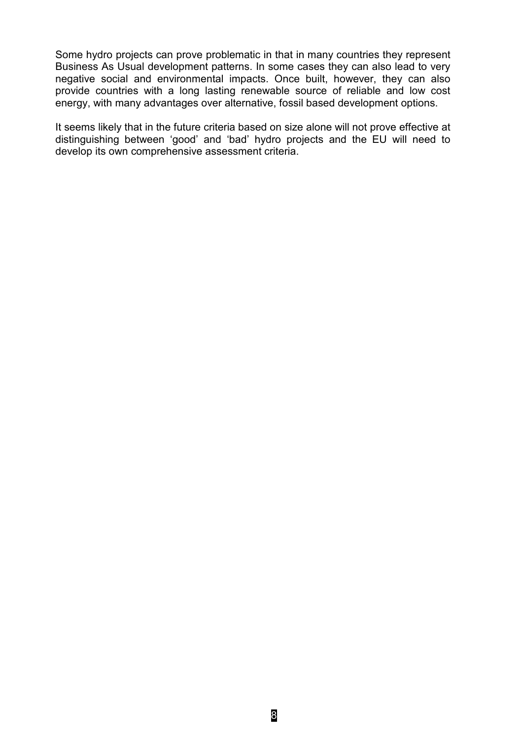Some hydro projects can prove problematic in that in many countries they represent Business As Usual development patterns. In some cases they can also lead to very negative social and environmental impacts. Once built, however, they can also provide countries with a long lasting renewable source of reliable and low cost energy, with many advantages over alternative, fossil based development options.

It seems likely that in the future criteria based on size alone will not prove effective at distinguishing between 'good' and 'bad' hydro projects and the EU will need to develop its own comprehensive assessment criteria.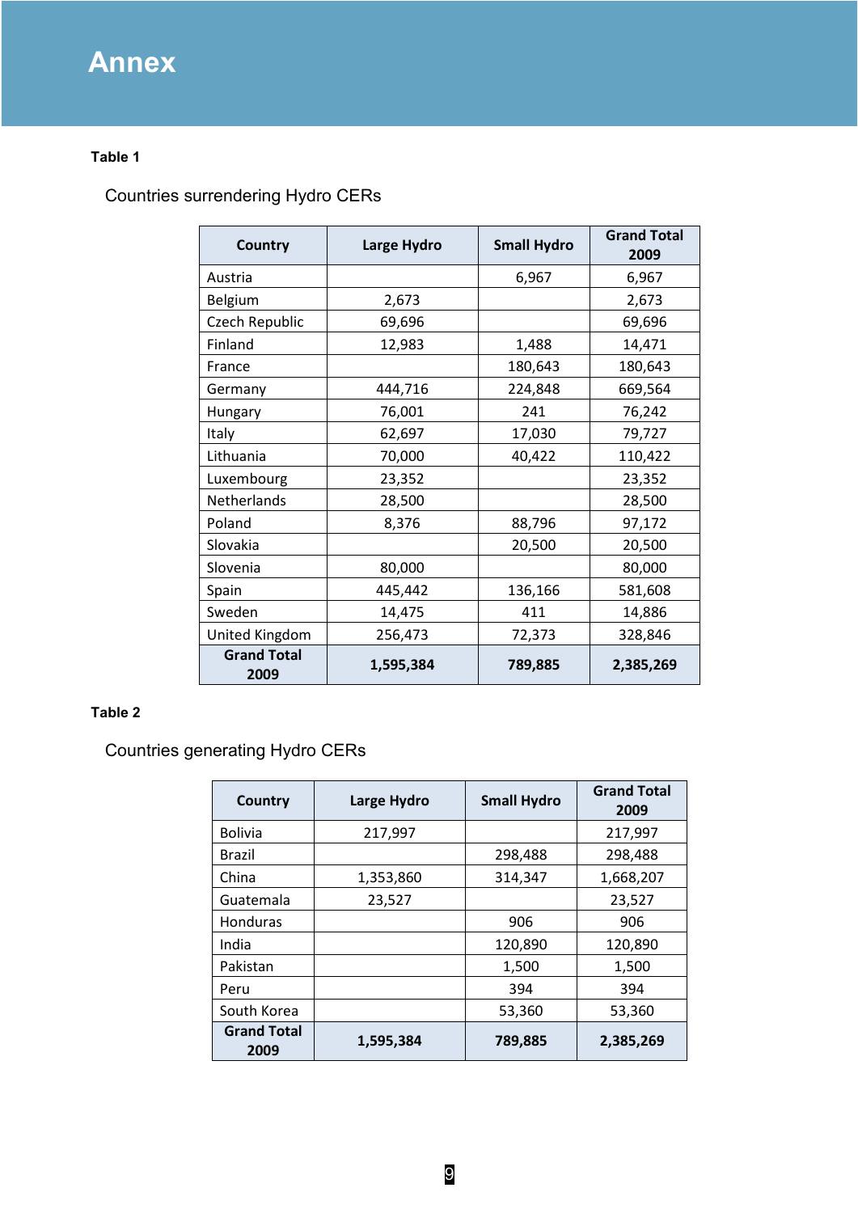# Annex

**Table 1**

Countries surrendering Hydro CERs

| Country | Large Hydro | Small Hydro | Grand Total 2009 |
|---|---|---|---|
| Austria | | 6,967 | 6,967 |
| Belgium | 2,673 | | 2,673 |
| Czech Republic | 69,696 | | 69,696 |
| Finland | 12,983 | 1,488 | 14,471 |
| France | | 180,643 | 180,643 |
| Germany | 444,716 | 224,848 | 669,564 |
| Hungary | 76,001 | 241 | 76,242 |
| Italy | 62,697 | 17,030 | 79,727 |
| Lithuania | 70,000 | 40,422 | 110,422 |
| Luxembourg | 23,352 | | 23,352 |
| Netherlands | 28,500 | | 28,500 |
| Poland | 8,376 | 88,796 | 97,172 |
| Slovakia | | 20,500 | 20,500 |
| Slovenia | 80,000 | | 80,000 |
| Spain | 445,442 | 136,166 | 581,608 |
| Sweden | 14,475 | 411 | 14,886 |
| United Kingdom | 256,473 | 72,373 | 328,846 |
| **Grand Total 2009** | **1,595,384** | **789,885** | **2,385,269** |

**Table 2**

Countries generating Hydro CERs

| Country | Large Hydro | Small Hydro | Grand Total 2009 |
|---|---|---|---|
| Bolivia | 217,997 | | 217,997 |
| Brazil | | 298,488 | 298,488 |
| China | 1,353,860 | 314,347 | 1,668,207 |
| Guatemala | 23,527 | | 23,527 |
| Honduras | | 906 | 906 |
| India | | 120,890 | 120,890 |
| Pakistan | | 1,500 | 1,500 |
| Peru | | 394 | 394 |
| South Korea | | 53,360 | 53,360 |
| **Grand Total 2009** | **1,595,384** | **789,885** | **2,385,269** |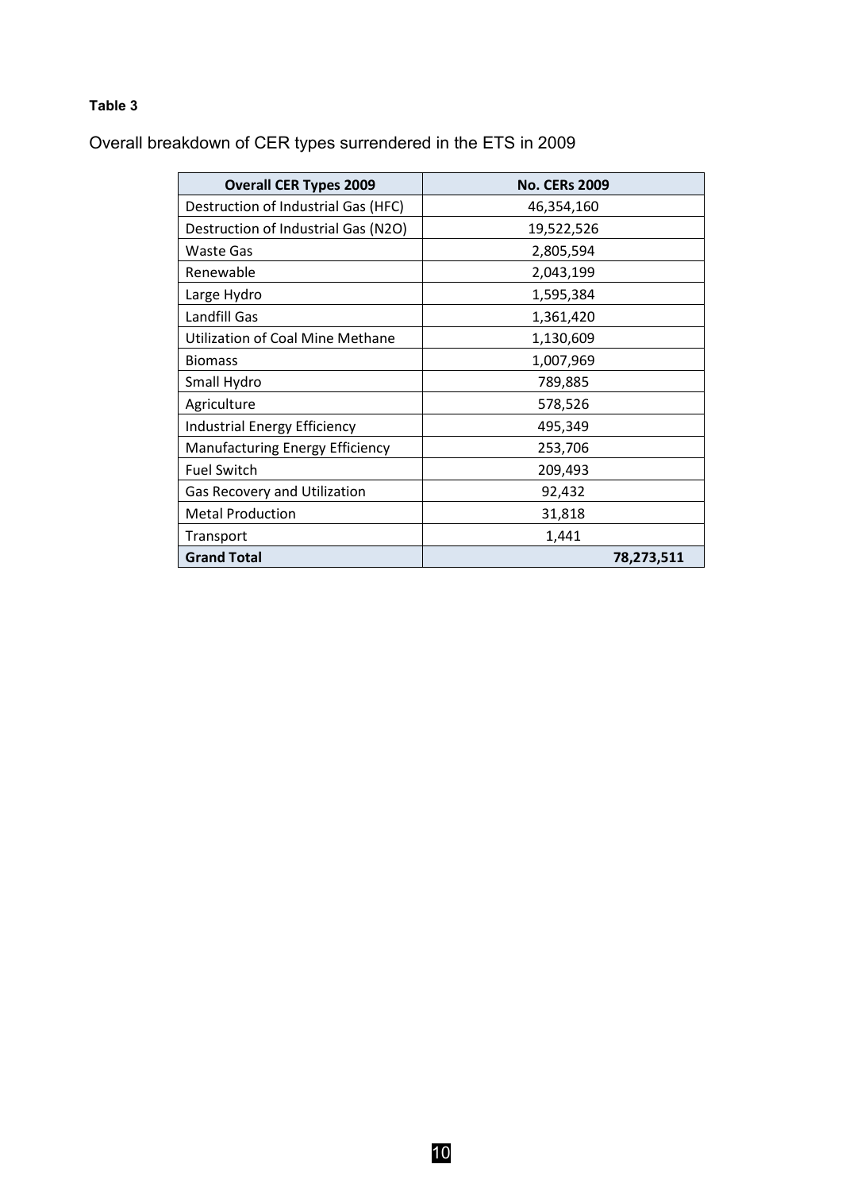**Table 3**

Overall breakdown of CER types surrendered in the ETS in 2009

| Overall CER Types 2009 | No. CERs 2009 |
| --- | --- |
| Destruction of Industrial Gas (HFC) | 46,354,160 |
| Destruction of Industrial Gas (N2O) | 19,522,526 |
| Waste Gas | 2,805,594 |
| Renewable | 2,043,199 |
| Large Hydro | 1,595,384 |
| Landfill Gas | 1,361,420 |
| Utilization of Coal Mine Methane | 1,130,609 |
| Biomass | 1,007,969 |
| Small Hydro | 789,885 |
| Agriculture | 578,526 |
| Industrial Energy Efficiency | 495,349 |
| Manufacturing Energy Efficiency | 253,706 |
| Fuel Switch | 209,493 |
| Gas Recovery and Utilization | 92,432 |
| Metal Production | 31,818 |
| Transport | 1,441 |
| **Grand Total** | **78,273,511** |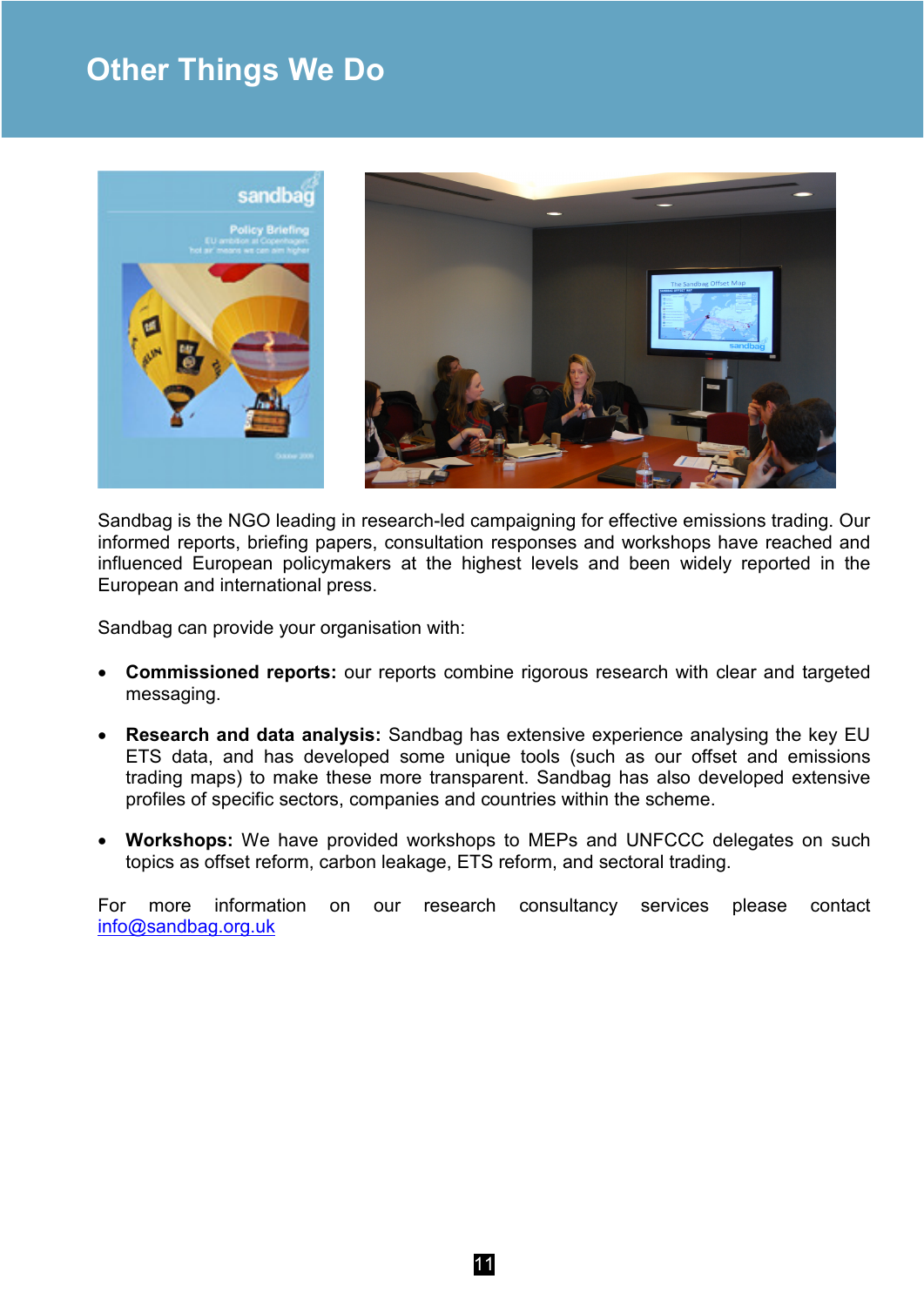# Other Things We Do

Sandbag is the NGO leading in research-led campaigning for effective emissions trading. Our informed reports, briefing papers, consultation responses and workshops have reached and influenced European policymakers at the highest levels and been widely reported in the European and international press.

Sandbag can provide your organisation with:

- **Commissioned reports:** our reports combine rigorous research with clear and targeted messaging.
- **Research and data analysis:** Sandbag has extensive experience analysing the key EU ETS data, and has developed some unique tools (such as our offset and emissions trading maps) to make these more transparent. Sandbag has also developed extensive profiles of specific sectors, companies and countries within the scheme.
- **Workshops:** We have provided workshops to MEPs and UNFCCC delegates on such topics as offset reform, carbon leakage, ETS reform, and sectoral trading.

For more information on our research consultancy services please contact info@sandbag.org.uk